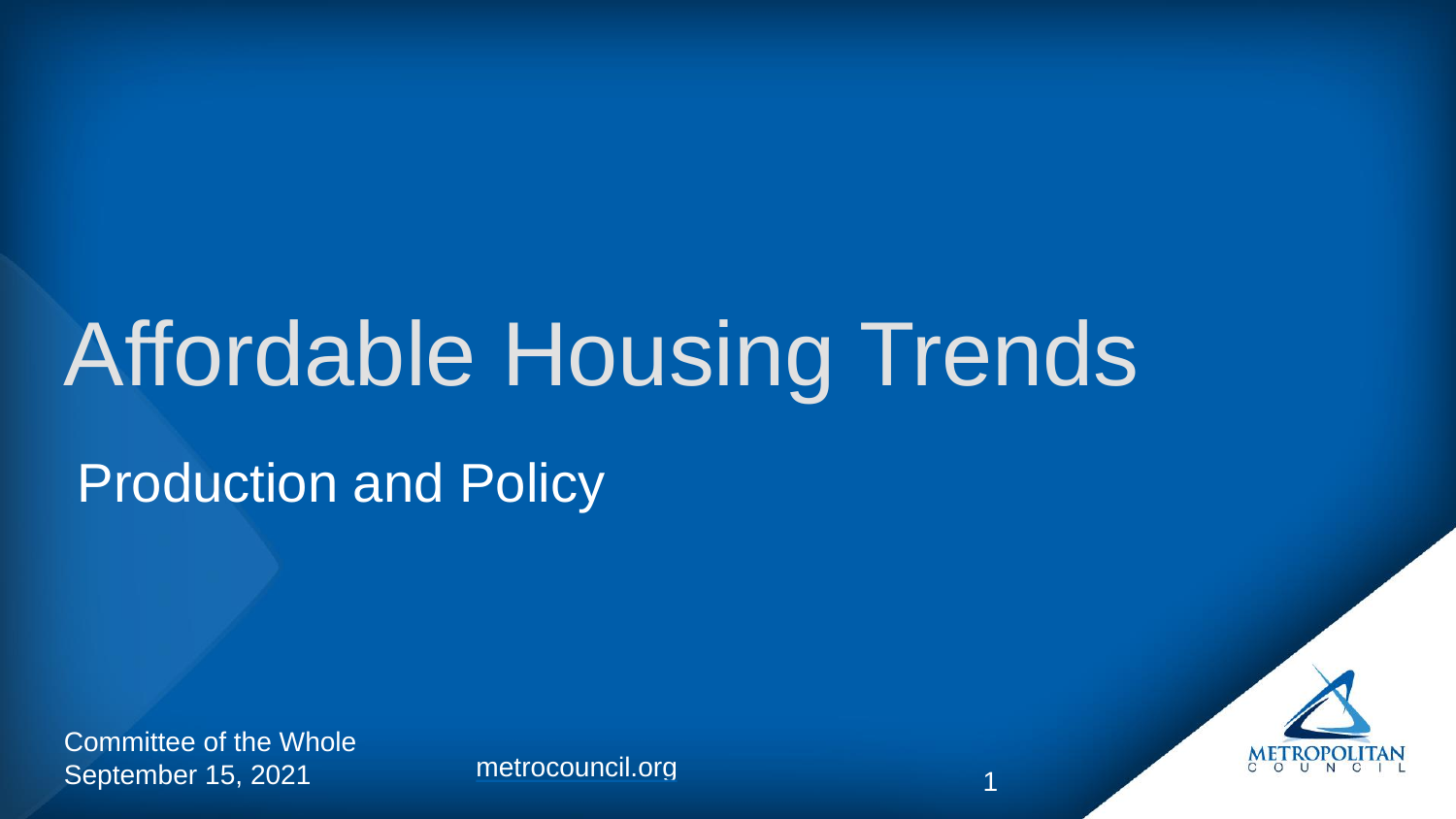# Affordable Housing Trends

## Production and Policy

Committee of the Whole
September 15, 2021

metrocouncil.org

METROPOLITAN COUNCIL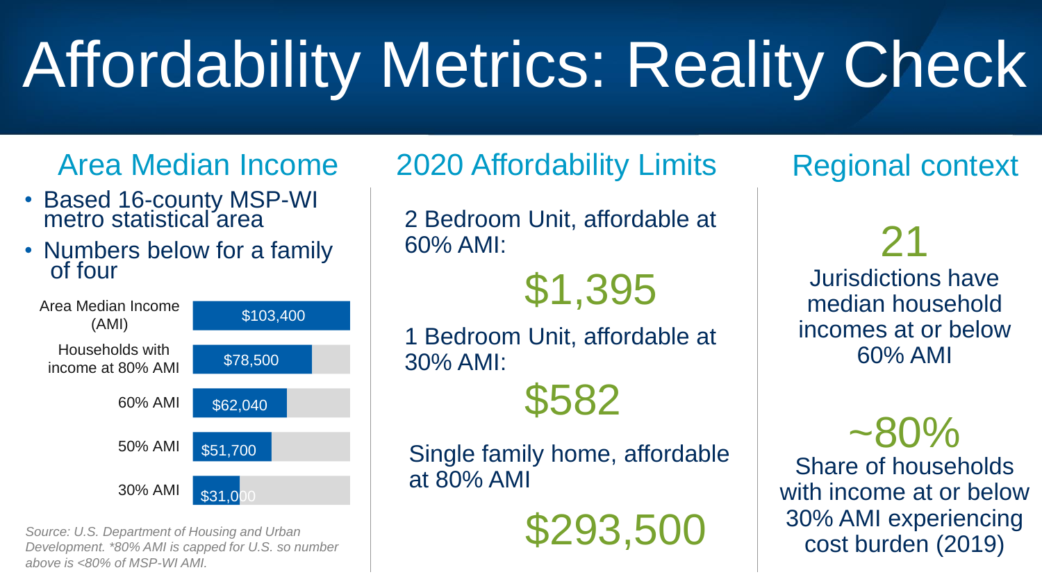# Affordability Metrics: Reality Check

## Area Median Income

- Based 16-county MSP-WI metro statistical area
- Numbers below for a family of four

Area Median Income (AMI) $103,400

Households with income at 80% AMI $78,500

60% AMI $62,040

50% AMI $51,700

30% AMI $31,000

*Source: U.S. Department of Housing and Urban Development. *80% AMI is capped for U.S. so number above is <80% of MSP-WI AMI.*

## 2020 Affordability Limits

2 Bedroom Unit, affordable at 60% AMI:

**$1,395**

1 Bedroom Unit, affordable at 30% AMI:

**$582**

Single family home, affordable at 80% AMI

**$293,500**

## Regional context

**21**

Jurisdictions have median household incomes at or below 60% AMI

**~80%**

Share of households with income at or below 30% AMI experiencing cost burden (2019)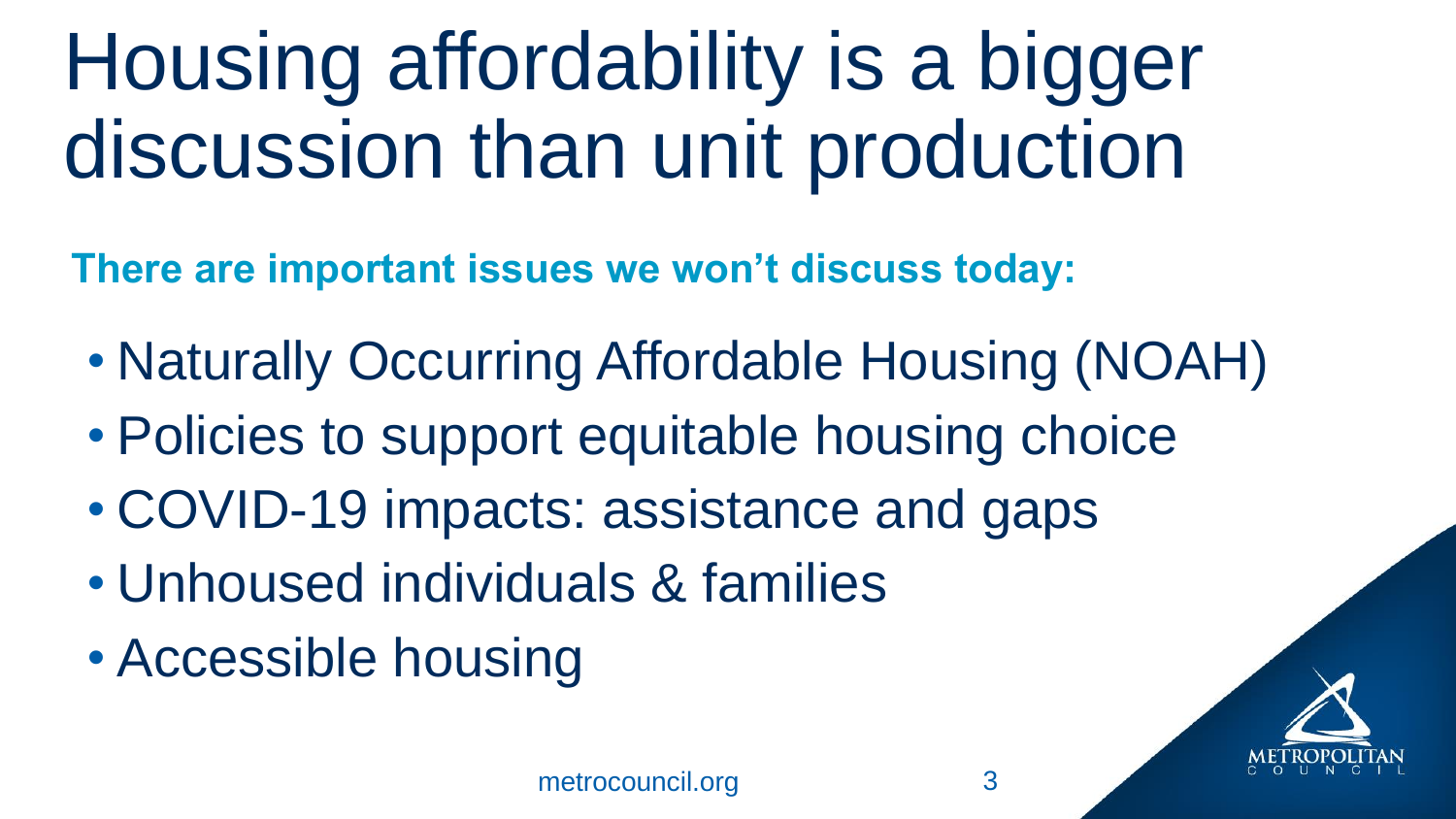# Housing affordability is a bigger discussion than unit production

**There are important issues we won't discuss today:**

- Naturally Occurring Affordable Housing (NOAH)
- Policies to support equitable housing choice
- COVID-19 impacts: assistance and gaps
- Unhoused individuals & families
- Accessible housing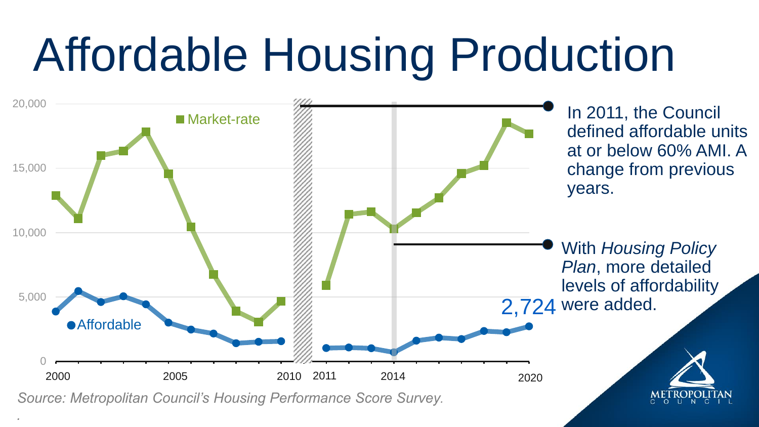# Affordable Housing Production

20,000

15,000

10,000

5,000

0

Market-rate

Affordable

2,724

2000

2005

2010

2011

2014

2020

In 2011, the Council defined affordable units at or below 60% AMI. A change from previous years.

With *Housing Policy Plan*, more detailed levels of affordability were added.

*Source: Metropolitan Council's Housing Performance Score Survey.*

METROPOLITAN COUNCIL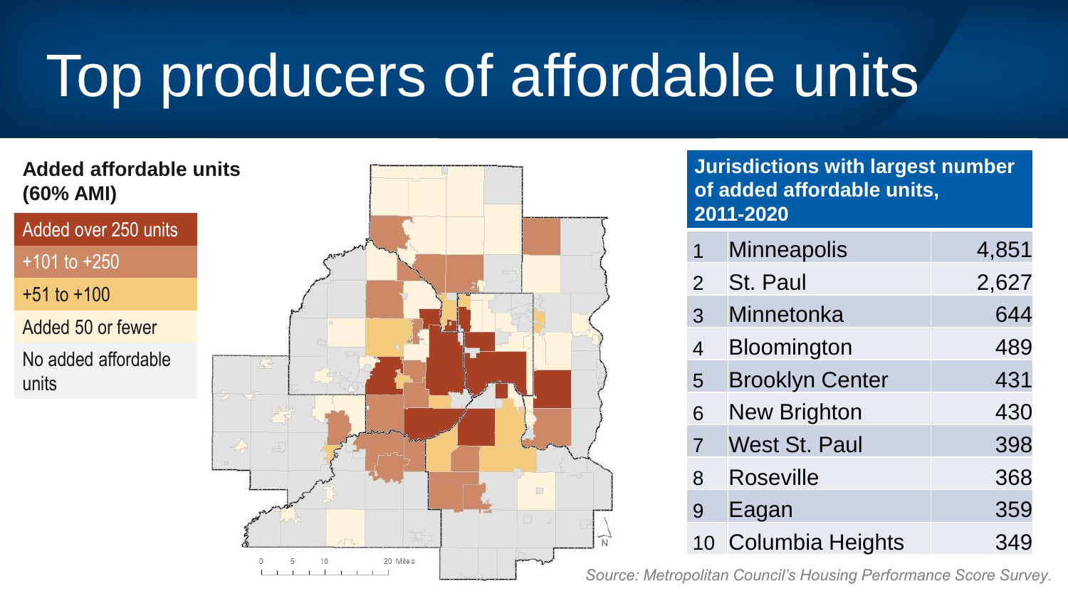# Top producers of affordable units

**Added affordable units (60% AMI)**

Added over 250 units
+101 to +250
+51 to +100
Added 50 or fewer
No added affordable units

0 5 10 20 Miles

N

| Jurisdictions with largest number of added affordable units, 2011-2020 | | |
|---|---|---|
| 1 | Minneapolis | 4,851 |
| 2 | St. Paul | 2,627 |
| 3 | Minnetonka | 644 |
| 4 | Bloomington | 489 |
| 5 | Brooklyn Center | 431 |
| 6 | New Brighton | 430 |
| 7 | West St. Paul | 398 |
| 8 | Roseville | 368 |
| 9 | Eagan | 359 |
| 10 | Columbia Heights | 349 |

*Source: Metropolitan Council's Housing Performance Score Survey.*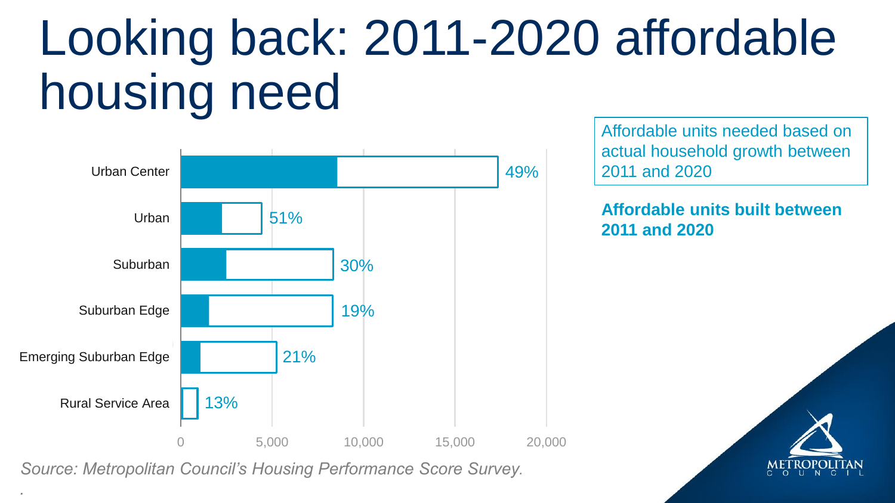# Looking back: 2011-2020 affordable housing need

Affordable units needed based on actual household growth between 2011 and 2020

**Affordable units built between 2011 and 2020**

| Community designation | Percent of need met |
|---|---|
| Urban Center | 49% |
| Urban | 51% |
| Suburban | 30% |
| Suburban Edge | 19% |
| Emerging Suburban Edge | 21% |
| Rural Service Area | 13% |

*Source: Metropolitan Council's Housing Performance Score Survey.*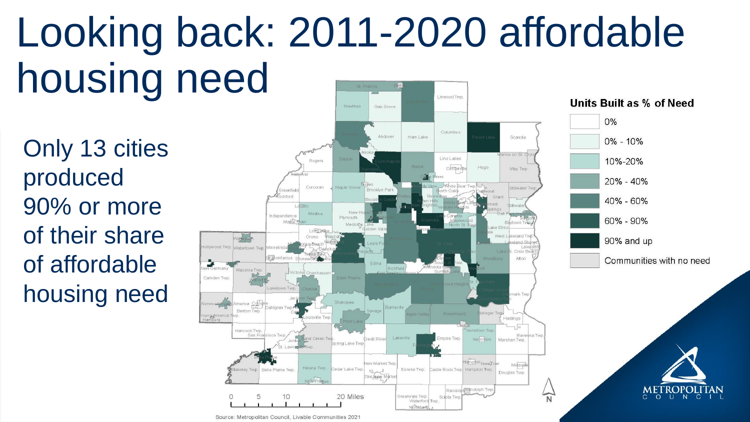# Looking back: 2011-2020 affordable housing need

Only 13 cities produced 90% or more of their share of affordable housing need

**Units Built as % of Need**

0%

0% - 10%

10%-20%

20% - 40%

40% - 60%

60% - 90%

90% and up

Communities with no need

0 5 10 20 Miles

N

Source: Metropolitan Council, Livable Communities 2021

METROPOLITAN COUNCIL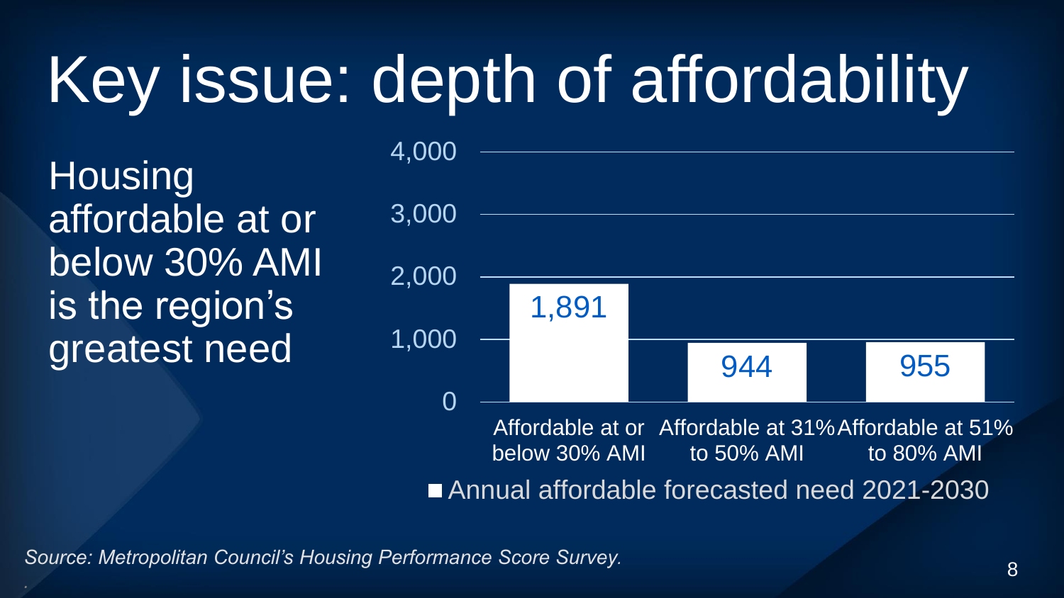# Key issue: depth of affordability

Housing affordable at or below 30% AMI is the region's greatest need

| | Annual affordable forecasted need 2021-2030 |
|---|---|
| Affordable at or below 30% AMI | 1,891 |
| Affordable at 31% to 50% AMI | 944 |
| Affordable at 51% to 80% AMI | 955 |

*Source: Metropolitan Council's Housing Performance Score Survey.*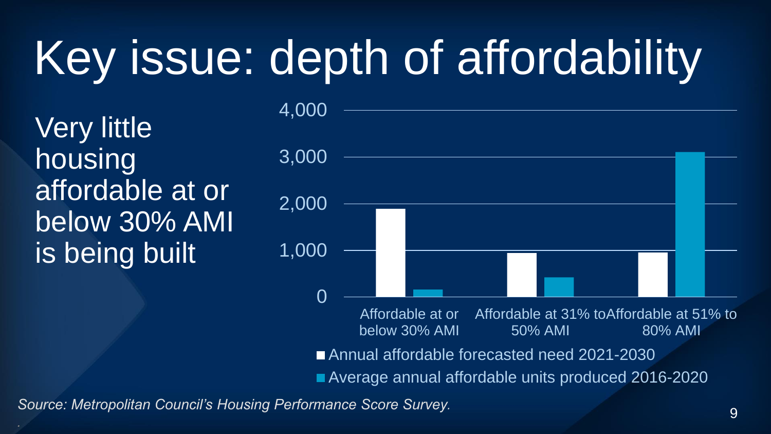# Key issue: depth of affordability

Very little housing affordable at or below 30% AMI is being built

4,000
3,000
2,000
1,000
0

Affordable at or below 30% AMI
Affordable at 31% to 50% AMI
Affordable at 51% to 80% AMI

Annual affordable forecasted need 2021-2030
Average annual affordable units produced 2016-2020

*Source: Metropolitan Council's Housing Performance Score Survey.*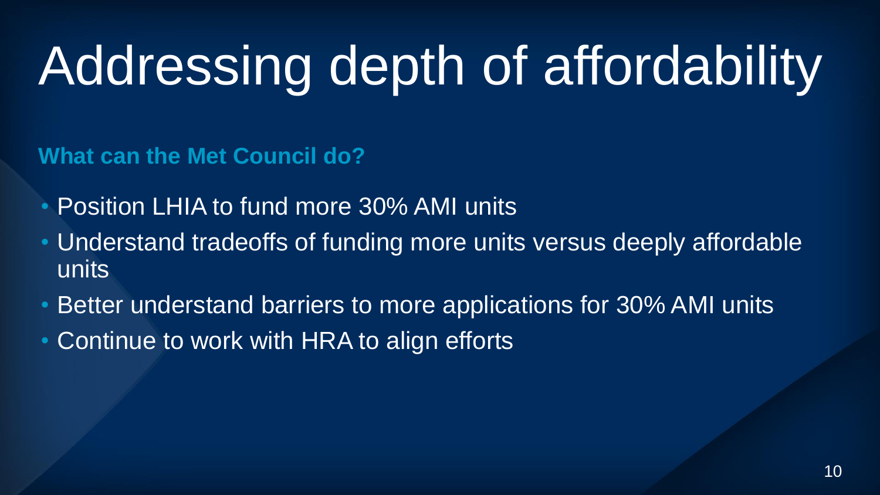# Addressing depth of affordability

**What can the Met Council do?**

- Position LHIA to fund more 30% AMI units
- Understand tradeoffs of funding more units versus deeply affordable units
- Better understand barriers to more applications for 30% AMI units
- Continue to work with HRA to align efforts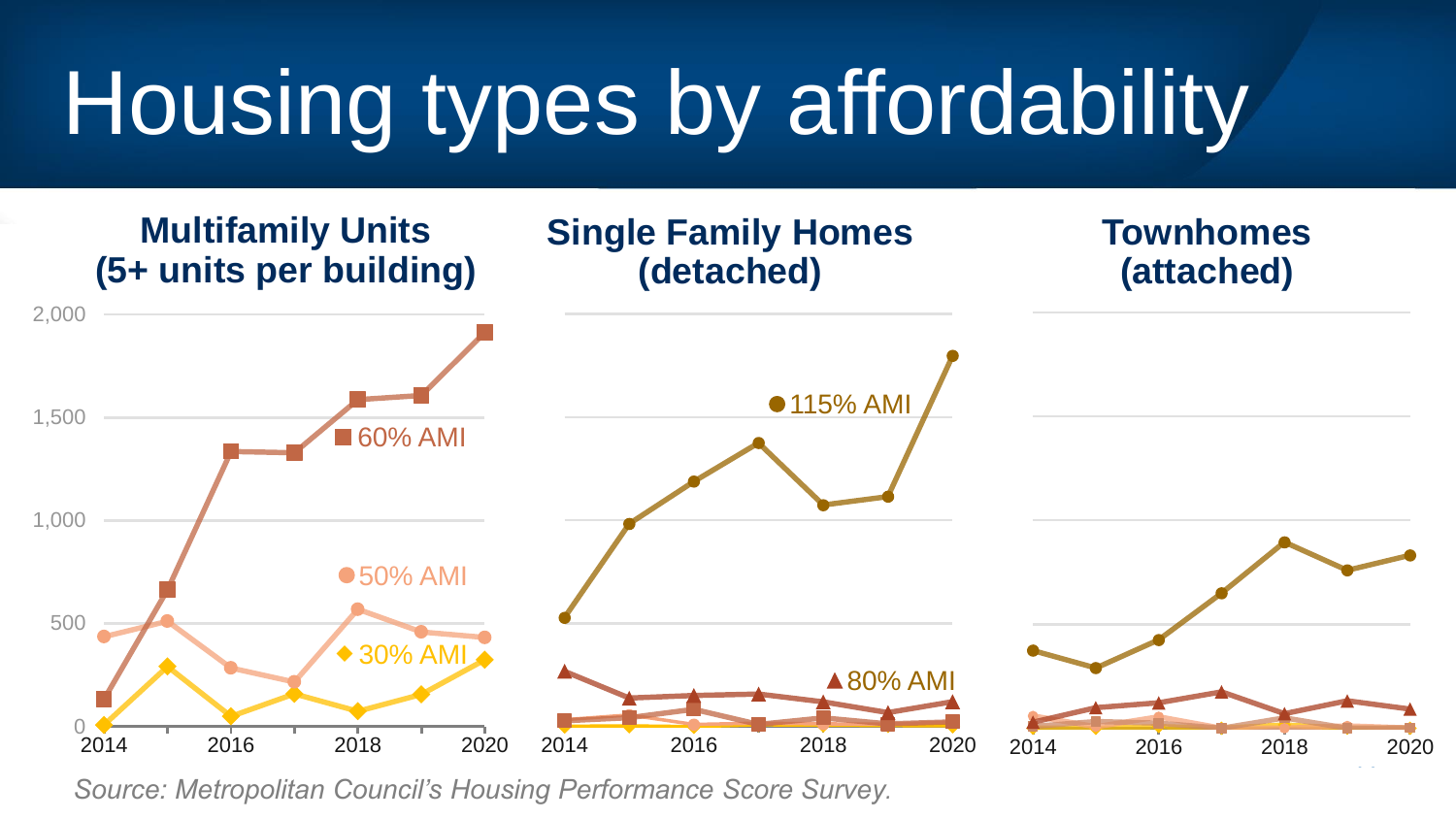# Housing types by affordability

### Multifamily Units (5+ units per building)

2,000
1,500
1,000
500
0

60% AMI
50% AMI
30% AMI

2014 2016 2018 2020

### Single Family Homes (detached)

115% AMI
80% AMI

2014 2016 2018 2020

### Townhomes (attached)

2014 2016 2018 2020

*Source: Metropolitan Council's Housing Performance Score Survey.*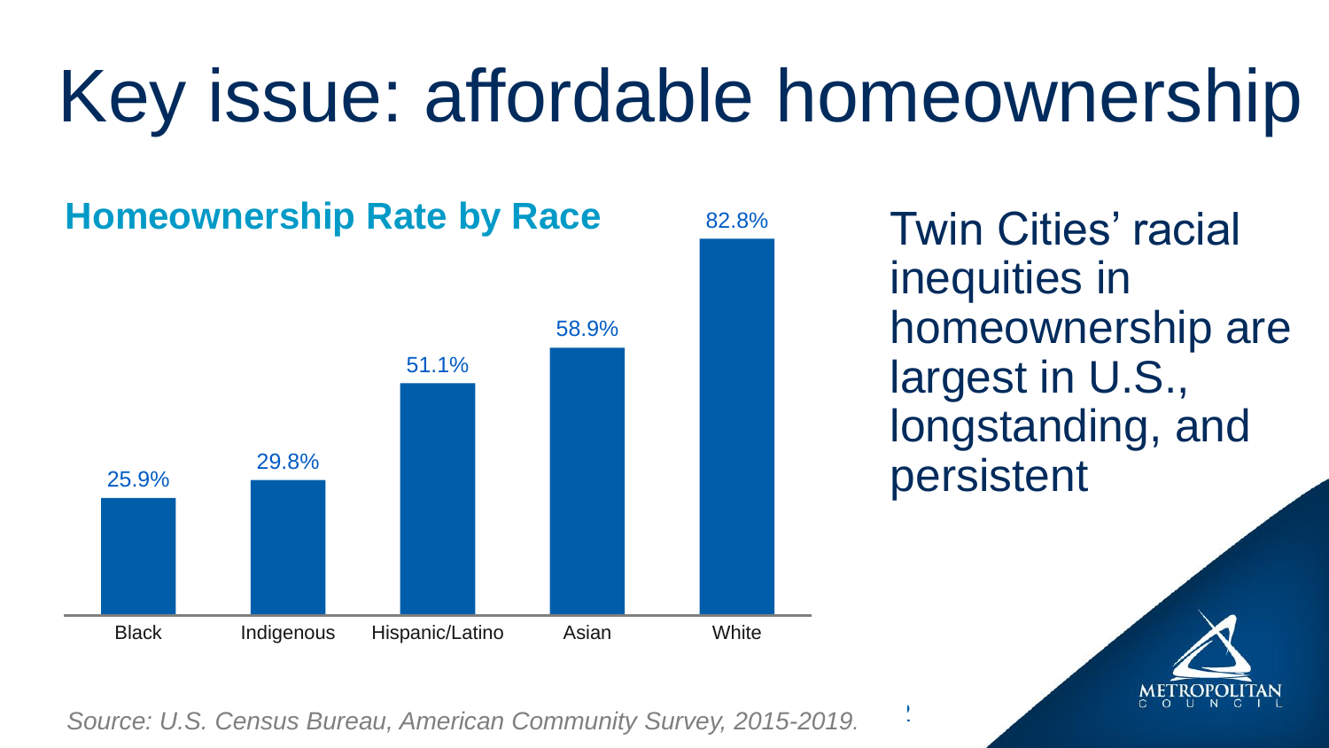# Key issue: affordable homeownership

**Homeownership Rate by Race**

25.9%
29.8%
51.1%
58.9%
82.8%

Black
Indigenous
Hispanic/Latino
Asian
White

Twin Cities' racial inequities in homeownership are largest in U.S., longstanding, and persistent

*Source: U.S. Census Bureau, American Community Survey, 2015-2019.*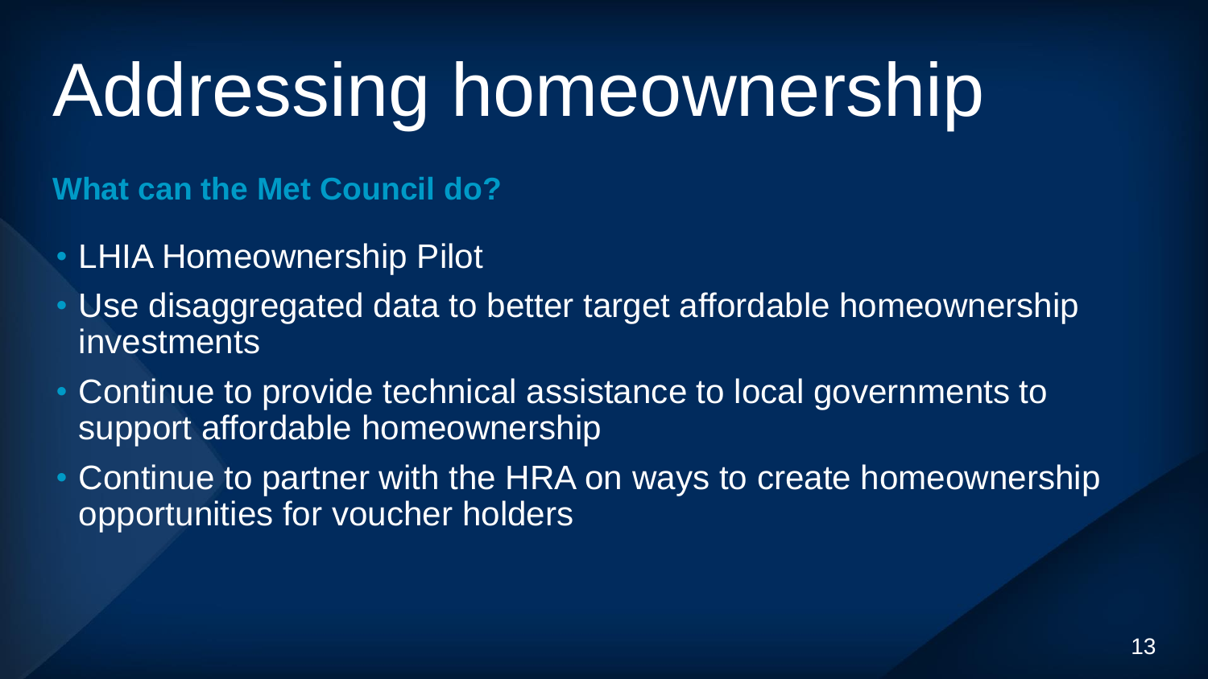# Addressing homeownership

## What can the Met Council do?

- LHIA Homeownership Pilot
- Use disaggregated data to better target affordable homeownership investments
- Continue to provide technical assistance to local governments to support affordable homeownership
- Continue to partner with the HRA on ways to create homeownership opportunities for voucher holders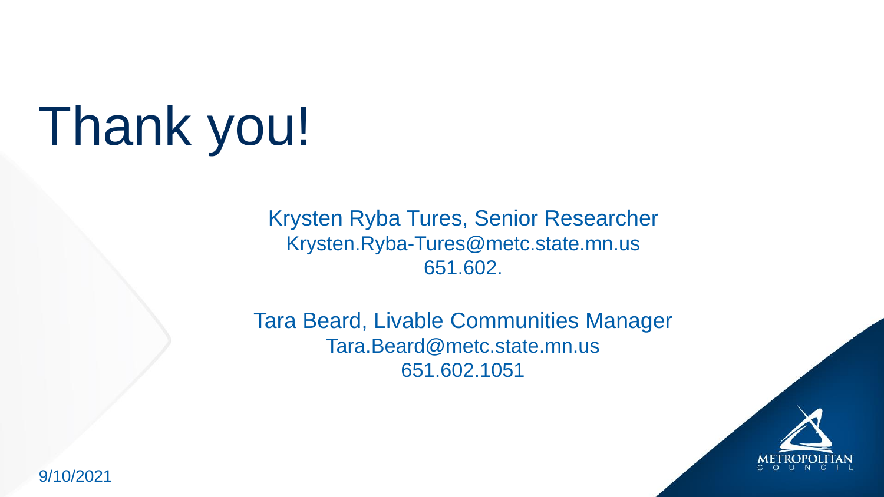# Thank you!

Krysten Ryba Tures, Senior Researcher
Krysten.Ryba-Tures@metc.state.mn.us
651.602.

Tara Beard, Livable Communities Manager
Tara.Beard@metc.state.mn.us
651.602.1051

METROPOLITAN COUNCIL

9/10/2021